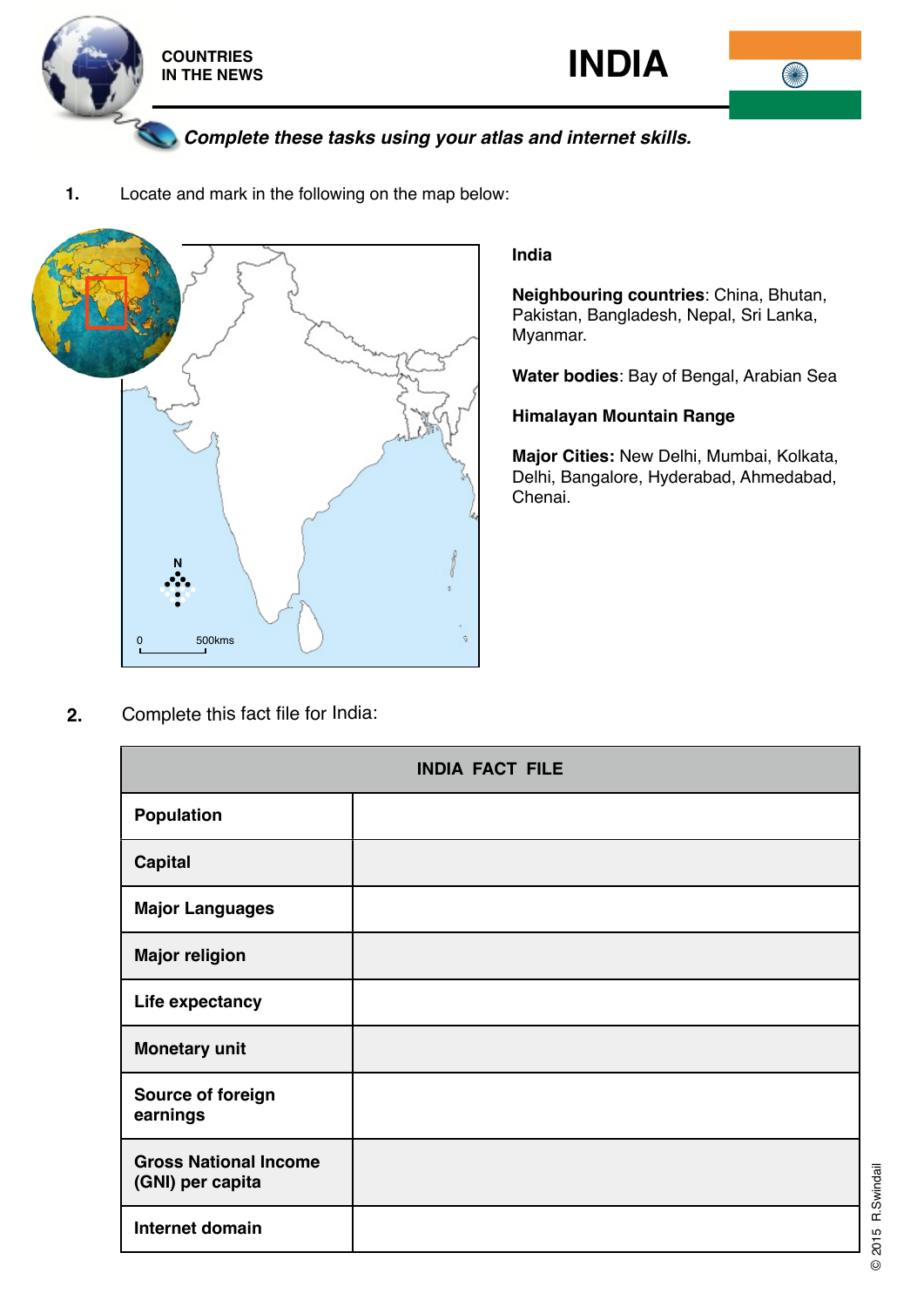COUNTRIES IN THE NEWS

# INDIA

***Complete these tasks using your atlas and internet skills.***

**1.** Locate and mark in the following on the map below:

N

0 500kms

**India**

**Neighbouring countries**: China, Bhutan, Pakistan, Bangladesh, Nepal, Sri Lanka, Myanmar.

**Water bodies**: Bay of Bengal, Arabian Sea

**Himalayan Mountain Range**

**Major Cities:** New Delhi, Mumbai, Kolkata, Delhi, Bangalore, Hyderabad, Ahmedabad, Chenai.

**2.** Complete this fact file for India:

| INDIA FACT FILE | |
|---|---|
| **Population** | |
| **Capital** | |
| **Major Languages** | |
| **Major religion** | |
| **Life expectancy** | |
| **Monetary unit** | |
| **Source of foreign earnings** | |
| **Gross National Income (GNI) per capita** | |
| **Internet domain** | |

© 2015 R.Swindail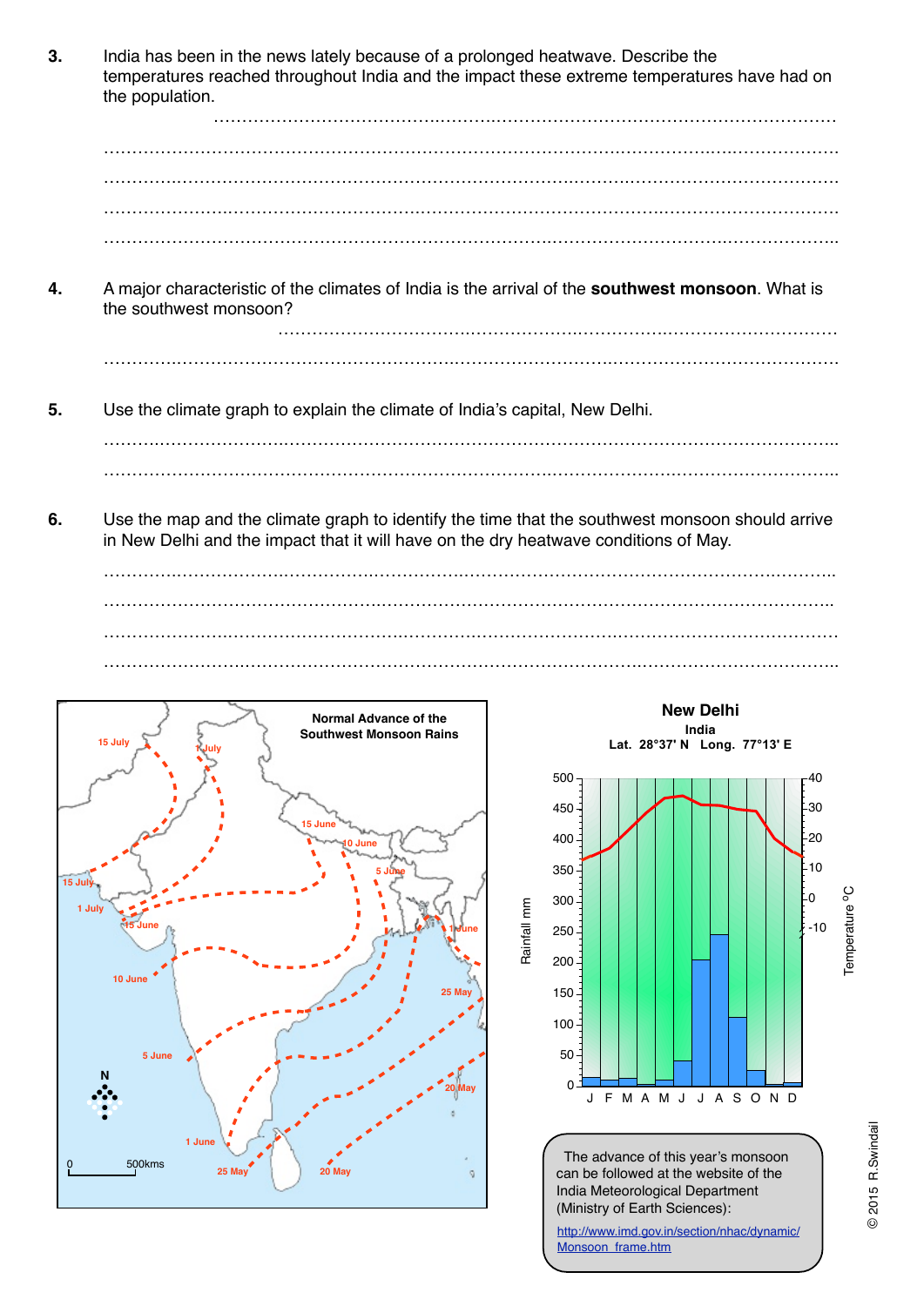3. India has been in the news lately because of a prolonged heatwave. Describe the temperatures reached throughout India and the impact these extreme temperatures have had on the population.

……………………………………………………………………………………………

……………………………………………………………………………………………

……………………………………………………………………………………………

……………………………………………………………………………………………

……………………………………………………………………………………………

4. A major characteristic of the climates of India is the arrival of the **southwest monsoon**. What is the southwest monsoon?

……………………………………………………………………………………………

……………………………………………………………………………………………

5. Use the climate graph to explain the climate of India's capital, New Delhi.

……………………………………………………………………………………………

……………………………………………………………………………………………

6. Use the map and the climate graph to identify the time that the southwest monsoon should arrive in New Delhi and the impact that it will have on the dry heatwave conditions of May.

……………………………………………………………………………………………

……………………………………………………………………………………………

……………………………………………………………………………………………

……………………………………………………………………………………………

Normal Advance of the Southwest Monsoon Rains

15 July, 1 July, 15 July, 1 July, 15 June, 15 June, 10 June, 5 June, 1 June, 10 June, 25 May, 5 June, 20 May, 1 June, 25 May, 20 May

N

0 500kms

New Delhi

India

Lat. 28°37' N Long. 77°13' E

Rainfall mm

500, 450, 400, 350, 300, 250, 200, 150, 100, 50, 0

Temperature °C

40, 30, 20, 10, 0, -10

J F M A M J J A S O N D

The advance of this year's monsoon can be followed at the website of the India Meteorological Department (Ministry of Earth Sciences):

http://www.imd.gov.in/section/nhac/dynamic/Monsoon_frame.htm

© 2015 R.Swindail